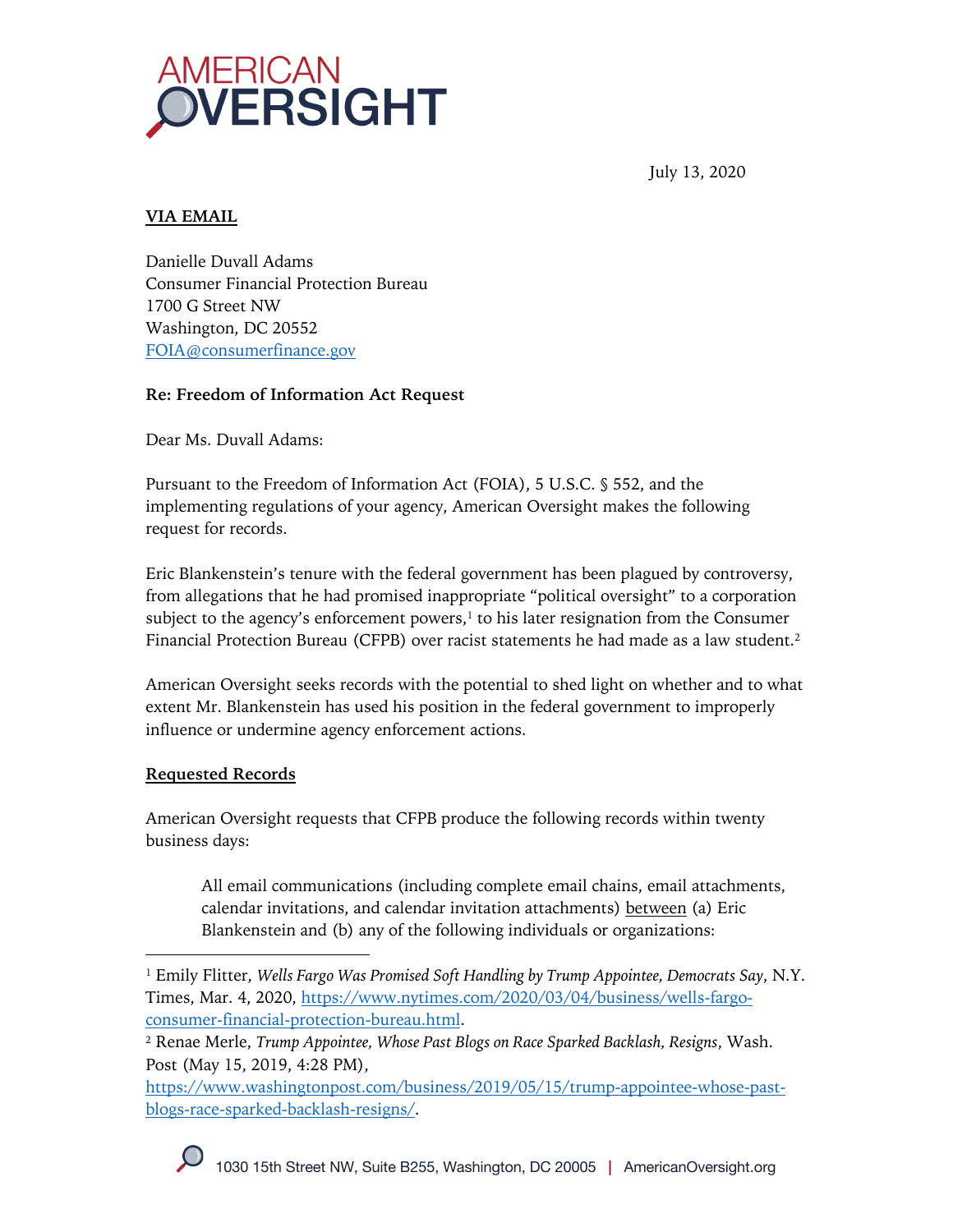# AMERICAN OVERSIGHT

July 13, 2020

**VIA EMAIL**

Danielle Duvall Adams
Consumer Financial Protection Bureau
1700 G Street NW
Washington, DC 20552
FOIA@consumerfinance.gov

**Re: Freedom of Information Act Request**

Dear Ms. Duvall Adams:

Pursuant to the Freedom of Information Act (FOIA), 5 U.S.C. § 552, and the implementing regulations of your agency, American Oversight makes the following request for records.

Eric Blankenstein's tenure with the federal government has been plagued by controversy, from allegations that he had promised inappropriate "political oversight" to a corporation subject to the agency's enforcement powers,[1] to his later resignation from the Consumer Financial Protection Bureau (CFPB) over racist statements he had made as a law student.[2]

American Oversight seeks records with the potential to shed light on whether and to what extent Mr. Blankenstein has used his position in the federal government to improperly influence or undermine agency enforcement actions.

**Requested Records**

American Oversight requests that CFPB produce the following records within twenty business days:

> All email communications (including complete email chains, email attachments, calendar invitations, and calendar invitation attachments) between (a) Eric Blankenstein and (b) any of the following individuals or organizations:

---

[1] Emily Flitter, *Wells Fargo Was Promised Soft Handling by Trump Appointee, Democrats Say*, N.Y. Times, Mar. 4, 2020, https://www.nytimes.com/2020/03/04/business/wells-fargo-consumer-financial-protection-bureau.html.

[2] Renae Merle, *Trump Appointee, Whose Past Blogs on Race Sparked Backlash, Resigns*, Wash. Post (May 15, 2019, 4:28 PM), https://www.washingtonpost.com/business/2019/05/15/trump-appointee-whose-past-blogs-race-sparked-backlash-resigns/.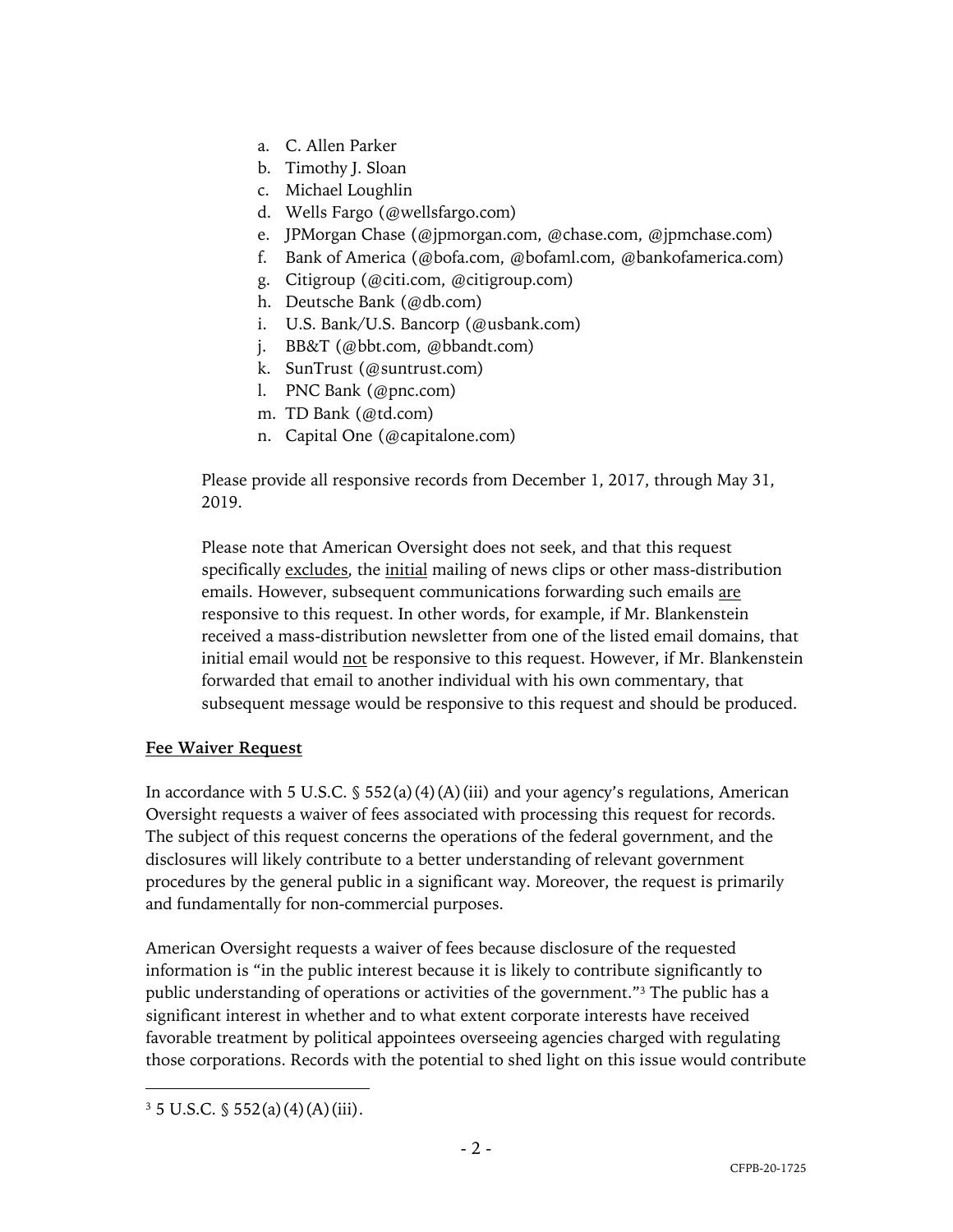a. C. Allen Parker
b. Timothy J. Sloan
c. Michael Loughlin
d. Wells Fargo (@wellsfargo.com)
e. JPMorgan Chase (@jpmorgan.com, @chase.com, @jpmchase.com)
f. Bank of America (@bofa.com, @bofaml.com, @bankofamerica.com)
g. Citigroup (@citi.com, @citigroup.com)
h. Deutsche Bank (@db.com)
i. U.S. Bank/U.S. Bancorp (@usbank.com)
j. BB&T (@bbt.com, @bbandt.com)
k. SunTrust (@suntrust.com)
l. PNC Bank (@pnc.com)
m. TD Bank (@td.com)
n. Capital One (@capitalone.com)

Please provide all responsive records from December 1, 2017, through May 31, 2019.

Please note that American Oversight does not seek, and that this request specifically excludes, the initial mailing of news clips or other mass-distribution emails. However, subsequent communications forwarding such emails are responsive to this request. In other words, for example, if Mr. Blankenstein received a mass-distribution newsletter from one of the listed email domains, that initial email would not be responsive to this request. However, if Mr. Blankenstein forwarded that email to another individual with his own commentary, that subsequent message would be responsive to this request and should be produced.

**Fee Waiver Request**

In accordance with 5 U.S.C. § 552(a)(4)(A)(iii) and your agency's regulations, American Oversight requests a waiver of fees associated with processing this request for records. The subject of this request concerns the operations of the federal government, and the disclosures will likely contribute to a better understanding of relevant government procedures by the general public in a significant way. Moreover, the request is primarily and fundamentally for non-commercial purposes.

American Oversight requests a waiver of fees because disclosure of the requested information is "in the public interest because it is likely to contribute significantly to public understanding of operations or activities of the government."[3] The public has a significant interest in whether and to what extent corporate interests have received favorable treatment by political appointees overseeing agencies charged with regulating those corporations. Records with the potential to shed light on this issue would contribute

[3] 5 U.S.C. § 552(a)(4)(A)(iii).

CFPB-20-1725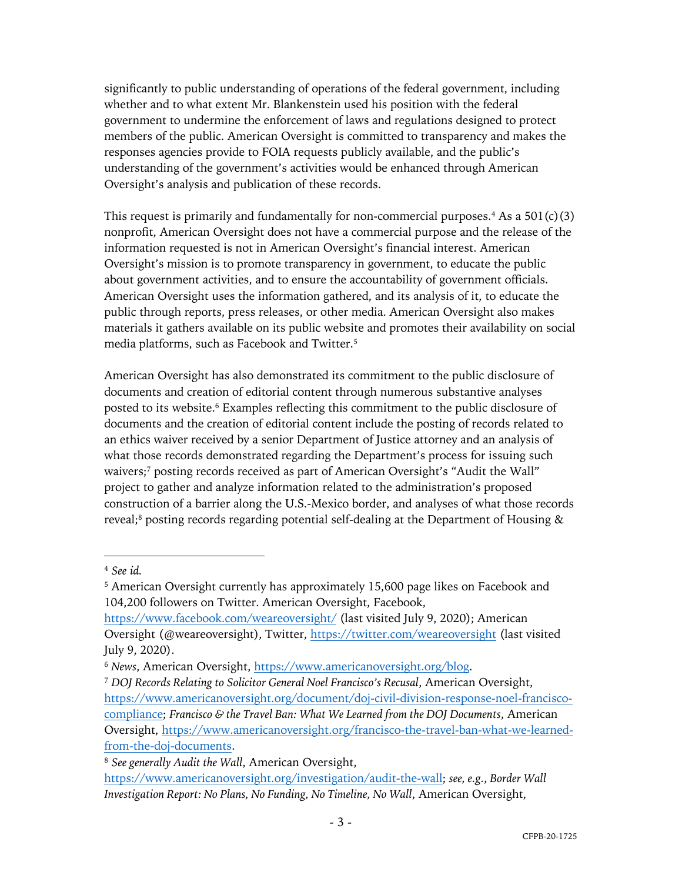significantly to public understanding of operations of the federal government, including whether and to what extent Mr. Blankenstein used his position with the federal government to undermine the enforcement of laws and regulations designed to protect members of the public. American Oversight is committed to transparency and makes the responses agencies provide to FOIA requests publicly available, and the public's understanding of the government's activities would be enhanced through American Oversight's analysis and publication of these records.

This request is primarily and fundamentally for non-commercial purposes.[4] As a 501(c)(3) nonprofit, American Oversight does not have a commercial purpose and the release of the information requested is not in American Oversight's financial interest. American Oversight's mission is to promote transparency in government, to educate the public about government activities, and to ensure the accountability of government officials. American Oversight uses the information gathered, and its analysis of it, to educate the public through reports, press releases, or other media. American Oversight also makes materials it gathers available on its public website and promotes their availability on social media platforms, such as Facebook and Twitter.[5]

American Oversight has also demonstrated its commitment to the public disclosure of documents and creation of editorial content through numerous substantive analyses posted to its website.[6] Examples reflecting this commitment to the public disclosure of documents and the creation of editorial content include the posting of records related to an ethics waiver received by a senior Department of Justice attorney and an analysis of what those records demonstrated regarding the Department's process for issuing such waivers;[7] posting records received as part of American Oversight's "Audit the Wall" project to gather and analyze information related to the administration's proposed construction of a barrier along the U.S.-Mexico border, and analyses of what those records reveal;[8] posting records regarding potential self-dealing at the Department of Housing &

---

[4] *See id.*

[5] American Oversight currently has approximately 15,600 page likes on Facebook and 104,200 followers on Twitter. American Oversight, Facebook, https://www.facebook.com/weareoversight/ (last visited July 9, 2020); American Oversight (@weareoversight), Twitter, https://twitter.com/weareoversight (last visited July 9, 2020).

[6] *News*, American Oversight, https://www.americanoversight.org/blog.

[7] *DOJ Records Relating to Solicitor General Noel Francisco's Recusal*, American Oversight, https://www.americanoversight.org/document/doj-civil-division-response-noel-francisco-compliance; *Francisco & the Travel Ban: What We Learned from the DOJ Documents*, American Oversight, https://www.americanoversight.org/francisco-the-travel-ban-what-we-learned-from-the-doj-documents.

[8] *See generally Audit the Wall*, American Oversight, https://www.americanoversight.org/investigation/audit-the-wall; *see, e.g.*, *Border Wall Investigation Report: No Plans, No Funding, No Timeline, No Wall*, American Oversight,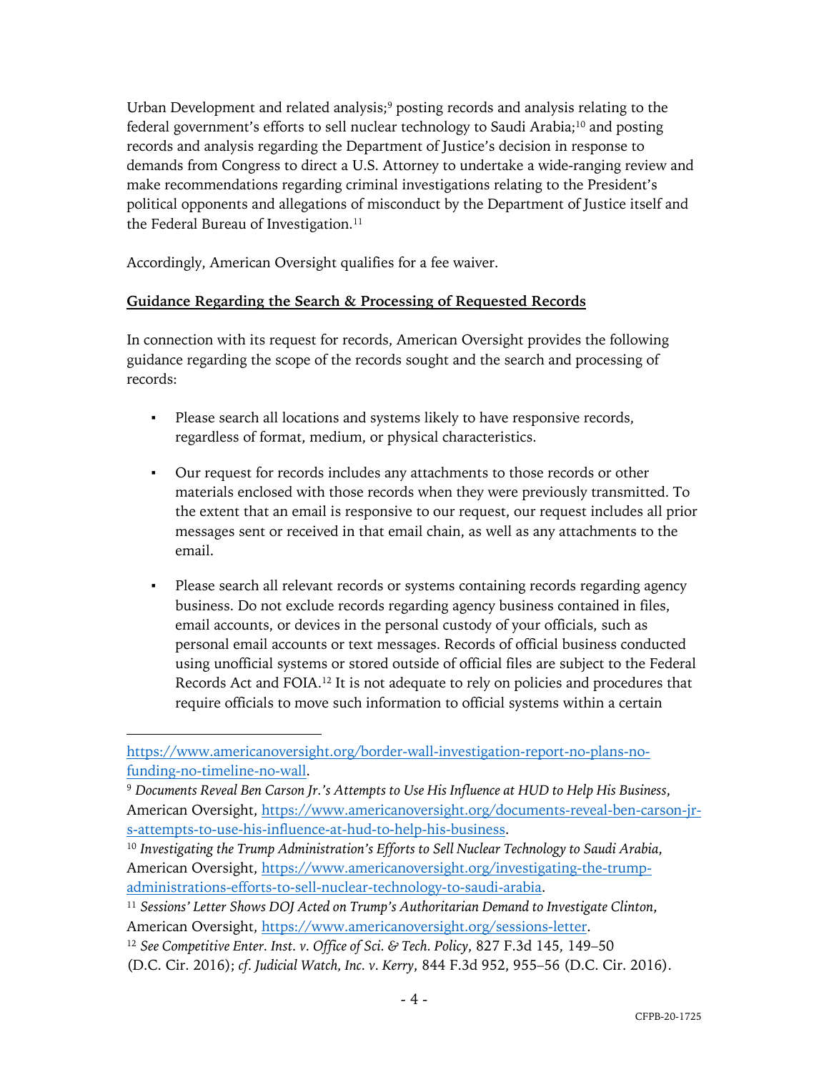Urban Development and related analysis;[9] posting records and analysis relating to the federal government's efforts to sell nuclear technology to Saudi Arabia;[10] and posting records and analysis regarding the Department of Justice's decision in response to demands from Congress to direct a U.S. Attorney to undertake a wide-ranging review and make recommendations regarding criminal investigations relating to the President's political opponents and allegations of misconduct by the Department of Justice itself and the Federal Bureau of Investigation.[11]

Accordingly, American Oversight qualifies for a fee waiver.

**<u>Guidance Regarding the Search & Processing of Requested Records</u>**

In connection with its request for records, American Oversight provides the following guidance regarding the scope of the records sought and the search and processing of records:

- Please search all locations and systems likely to have responsive records, regardless of format, medium, or physical characteristics.

- Our request for records includes any attachments to those records or other materials enclosed with those records when they were previously transmitted. To the extent that an email is responsive to our request, our request includes all prior messages sent or received in that email chain, as well as any attachments to the email.

- Please search all relevant records or systems containing records regarding agency business. Do not exclude records regarding agency business contained in files, email accounts, or devices in the personal custody of your officials, such as personal email accounts or text messages. Records of official business conducted using unofficial systems or stored outside of official files are subject to the Federal Records Act and FOIA.[12] It is not adequate to rely on policies and procedures that require officials to move such information to official systems within a certain

---

https://www.americanoversight.org/border-wall-investigation-report-no-plans-no-funding-no-timeline-no-wall.

[9] *Documents Reveal Ben Carson Jr.'s Attempts to Use His Influence at HUD to Help His Business*, American Oversight, https://www.americanoversight.org/documents-reveal-ben-carson-jr-s-attempts-to-use-his-influence-at-hud-to-help-his-business.

[10] *Investigating the Trump Administration's Efforts to Sell Nuclear Technology to Saudi Arabia*, American Oversight, https://www.americanoversight.org/investigating-the-trump-administrations-efforts-to-sell-nuclear-technology-to-saudi-arabia.

[11] *Sessions' Letter Shows DOJ Acted on Trump's Authoritarian Demand to Investigate Clinton*, American Oversight, https://www.americanoversight.org/sessions-letter.

[12] *See Competitive Enter. Inst. v. Office of Sci. & Tech. Policy*, 827 F.3d 145, 149–50 (D.C. Cir. 2016); *cf. Judicial Watch, Inc. v. Kerry*, 844 F.3d 952, 955–56 (D.C. Cir. 2016).

CFPB-20-1725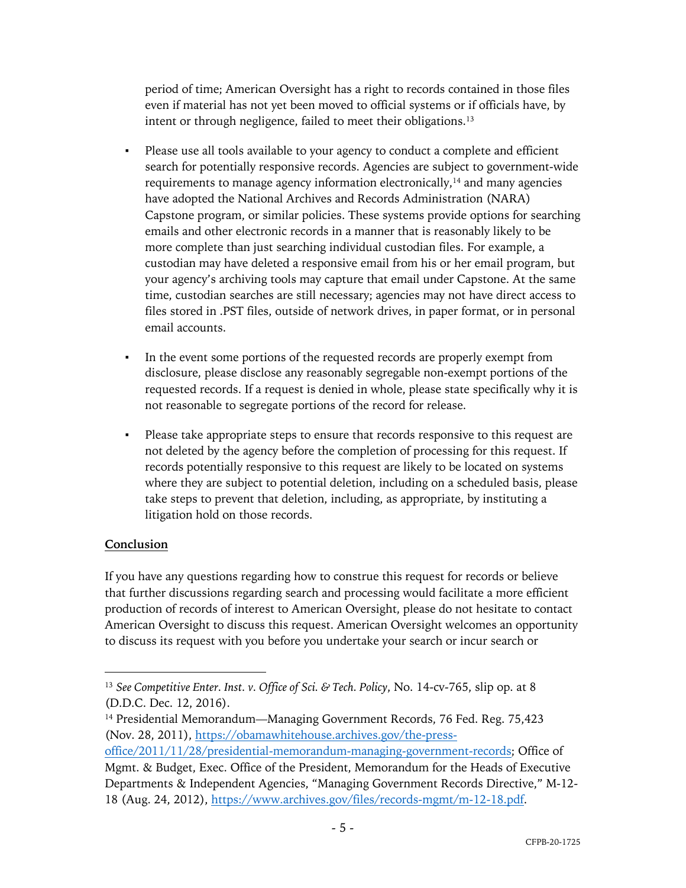period of time; American Oversight has a right to records contained in those files even if material has not yet been moved to official systems or if officials have, by intent or through negligence, failed to meet their obligations.[13]

- Please use all tools available to your agency to conduct a complete and efficient search for potentially responsive records. Agencies are subject to government-wide requirements to manage agency information electronically,[14] and many agencies have adopted the National Archives and Records Administration (NARA) Capstone program, or similar policies. These systems provide options for searching emails and other electronic records in a manner that is reasonably likely to be more complete than just searching individual custodian files. For example, a custodian may have deleted a responsive email from his or her email program, but your agency's archiving tools may capture that email under Capstone. At the same time, custodian searches are still necessary; agencies may not have direct access to files stored in .PST files, outside of network drives, in paper format, or in personal email accounts.

- In the event some portions of the requested records are properly exempt from disclosure, please disclose any reasonably segregable non-exempt portions of the requested records. If a request is denied in whole, please state specifically why it is not reasonable to segregate portions of the record for release.

- Please take appropriate steps to ensure that records responsive to this request are not deleted by the agency before the completion of processing for this request. If records potentially responsive to this request are likely to be located on systems where they are subject to potential deletion, including on a scheduled basis, please take steps to prevent that deletion, including, as appropriate, by instituting a litigation hold on those records.

**Conclusion**

If you have any questions regarding how to construe this request for records or believe that further discussions regarding search and processing would facilitate a more efficient production of records of interest to American Oversight, please do not hesitate to contact American Oversight to discuss this request. American Oversight welcomes an opportunity to discuss its request with you before you undertake your search or incur search or

---

[13] *See Competitive Enter. Inst. v. Office of Sci. & Tech. Policy*, No. 14-cv-765, slip op. at 8 (D.D.C. Dec. 12, 2016).

[14] Presidential Memorandum—Managing Government Records, 76 Fed. Reg. 75,423 (Nov. 28, 2011), https://obamawhitehouse.archives.gov/the-press-office/2011/11/28/presidential-memorandum-managing-government-records; Office of Mgmt. & Budget, Exec. Office of the President, Memorandum for the Heads of Executive Departments & Independent Agencies, "Managing Government Records Directive," M-12-18 (Aug. 24, 2012), https://www.archives.gov/files/records-mgmt/m-12-18.pdf.

CFPB-20-1725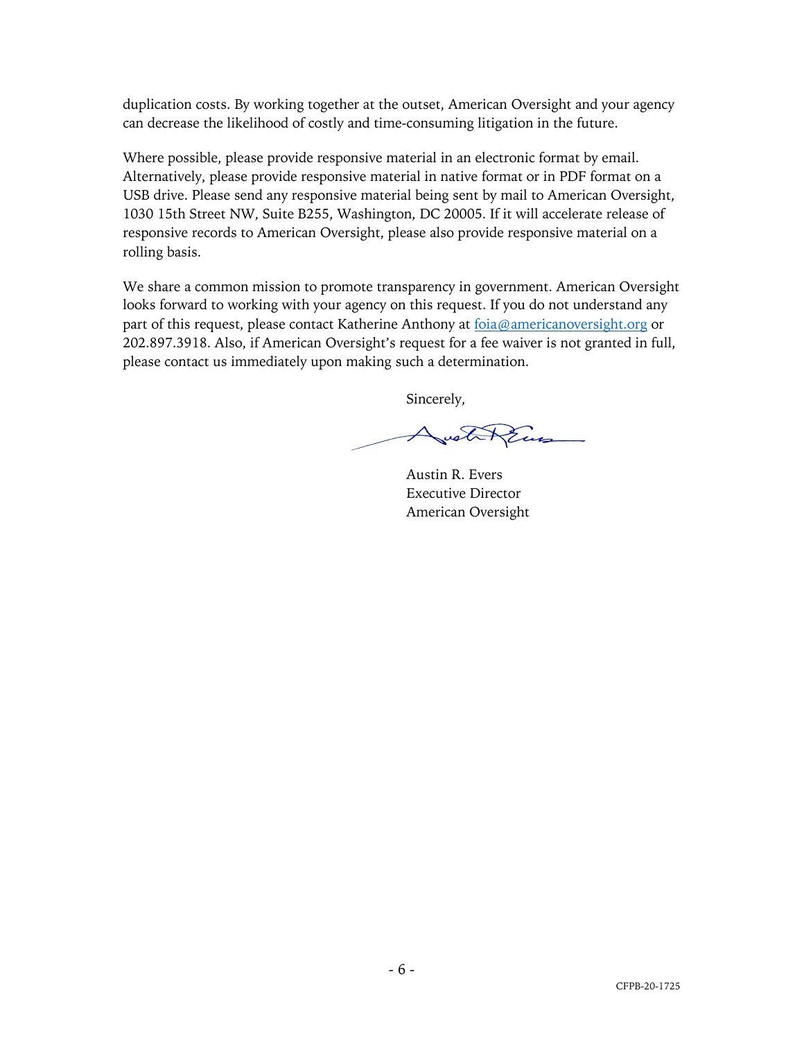duplication costs. By working together at the outset, American Oversight and your agency can decrease the likelihood of costly and time-consuming litigation in the future.

Where possible, please provide responsive material in an electronic format by email. Alternatively, please provide responsive material in native format or in PDF format on a USB drive. Please send any responsive material being sent by mail to American Oversight, 1030 15th Street NW, Suite B255, Washington, DC 20005. If it will accelerate release of responsive records to American Oversight, please also provide responsive material on a rolling basis.

We share a common mission to promote transparency in government. American Oversight looks forward to working with your agency on this request. If you do not understand any part of this request, please contact Katherine Anthony at foia@americanoversight.org or 202.897.3918. Also, if American Oversight's request for a fee waiver is not granted in full, please contact us immediately upon making such a determination.

Sincerely,

Austin R. Evers
Executive Director
American Oversight

CFPB-20-1725